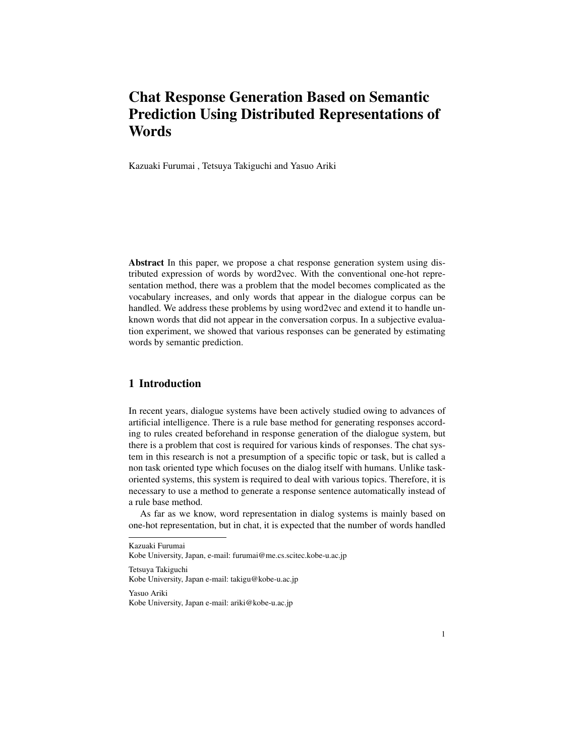# Chat Response Generation Based on Semantic Prediction Using Distributed Representations of Words

Kazuaki Furumai , Tetsuya Takiguchi and Yasuo Ariki

**Abstract** In this paper, we propose a chat response generation system using distributed expression of words by word2vec. With the conventional one-hot representation method, there was a problem that the model becomes complicated as the vocabulary increases, and only words that appear in the dialogue corpus can be handled. We address these problems by using word2vec and extend it to handle unknown words that did not appear in the conversation corpus. In a subjective evaluation experiment, we showed that various responses can be generated by estimating words by semantic prediction.

## 1 Introduction

In recent years, dialogue systems have been actively studied owing to advances of artificial intelligence. There is a rule base method for generating responses according to rules created beforehand in response generation of the dialogue system, but there is a problem that cost is required for various kinds of responses. The chat system in this research is not a presumption of a specific topic or task, but is called a non task oriented type which focuses on the dialog itself with humans. Unlike task-oriented systems, this system is required to deal with various topics. Therefore, it is necessary to use a method to generate a response sentence automatically instead of a rule base method.

As far as we know, word representation in dialog systems is mainly based on one-hot representation, but in chat, it is expected that the number of words handled

---

Kazuaki Furumai
Kobe University, Japan, e-mail: furumai@me.cs.scitec.kobe-u.ac.jp

Tetsuya Takiguchi
Kobe University, Japan e-mail: takigu@kobe-u.ac.jp

Yasuo Ariki
Kobe University, Japan e-mail: ariki@kobe-u.ac.jp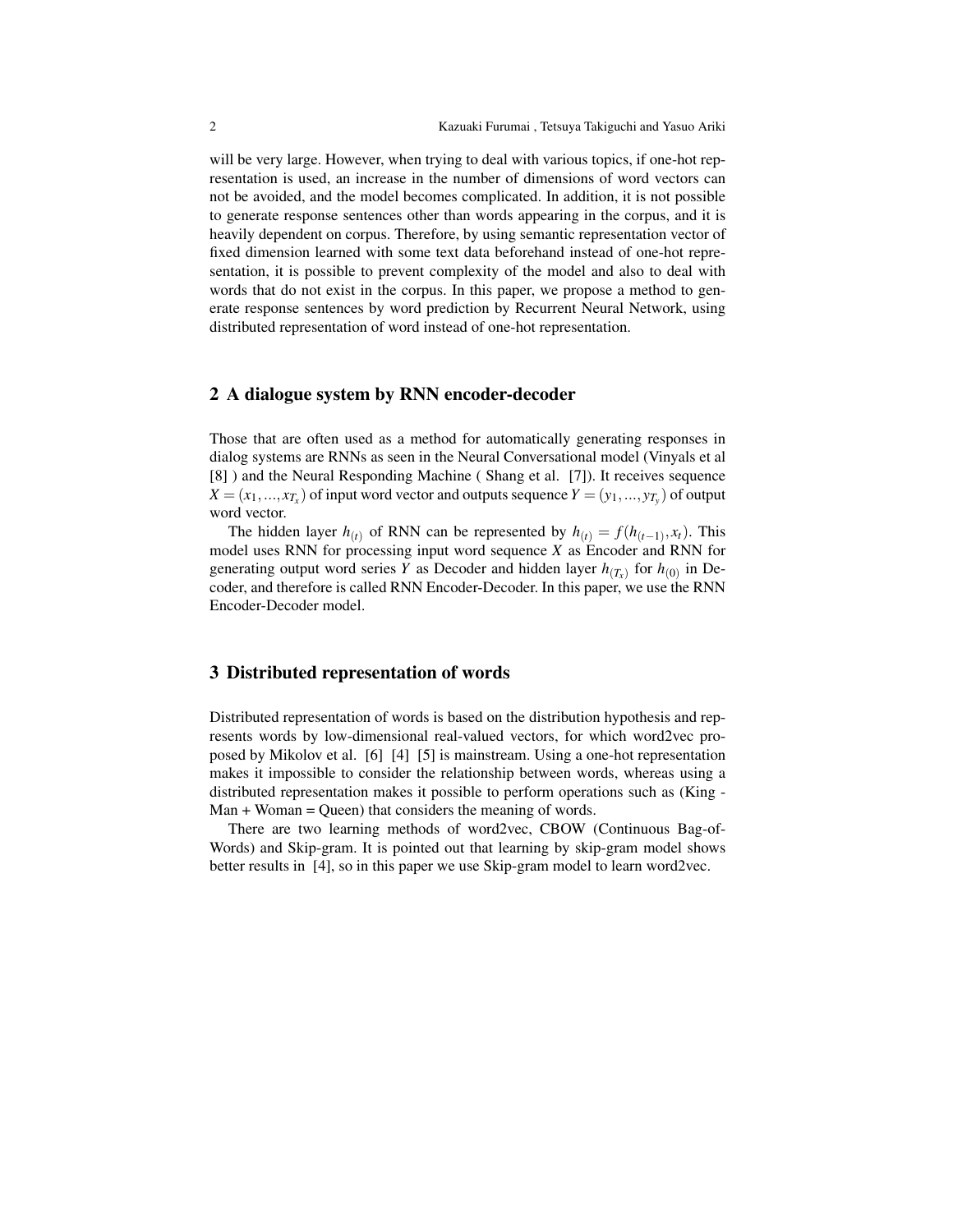will be very large. However, when trying to deal with various topics, if one-hot representation is used, an increase in the number of dimensions of word vectors can not be avoided, and the model becomes complicated. In addition, it is not possible to generate response sentences other than words appearing in the corpus, and it is heavily dependent on corpus. Therefore, by using semantic representation vector of fixed dimension learned with some text data beforehand instead of one-hot representation, it is possible to prevent complexity of the model and also to deal with words that do not exist in the corpus. In this paper, we propose a method to generate response sentences by word prediction by Recurrent Neural Network, using distributed representation of word instead of one-hot representation.

## 2 A dialogue system by RNN encoder-decoder

Those that are often used as a method for automatically generating responses in dialog systems are RNNs as seen in the Neural Conversational model (Vinyals et al [8] ) and the Neural Responding Machine ( Shang et al. [7]). It receives sequence $X = (x_1, ..., x_{T_x})$ of input word vector and outputs sequence $Y = (y_1, ..., y_{T_y})$ of output word vector.

The hidden layer $h_{(t)}$ of RNN can be represented by $h_{(t)} = f(h_{(t-1)}, x_t)$. This model uses RNN for processing input word sequence $X$ as Encoder and RNN for generating output word series $Y$ as Decoder and hidden layer $h_{(T_x)}$ for $h_{(0)}$ in Decoder, and therefore is called RNN Encoder-Decoder. In this paper, we use the RNN Encoder-Decoder model.

## 3 Distributed representation of words

Distributed representation of words is based on the distribution hypothesis and represents words by low-dimensional real-valued vectors, for which word2vec proposed by Mikolov et al. [6] [4] [5] is mainstream. Using a one-hot representation makes it impossible to consider the relationship between words, whereas using a distributed representation makes it possible to perform operations such as (King - Man + Woman = Queen) that considers the meaning of words.

There are two learning methods of word2vec, CBOW (Continuous Bag-of-Words) and Skip-gram. It is pointed out that learning by skip-gram model shows better results in [4], so in this paper we use Skip-gram model to learn word2vec.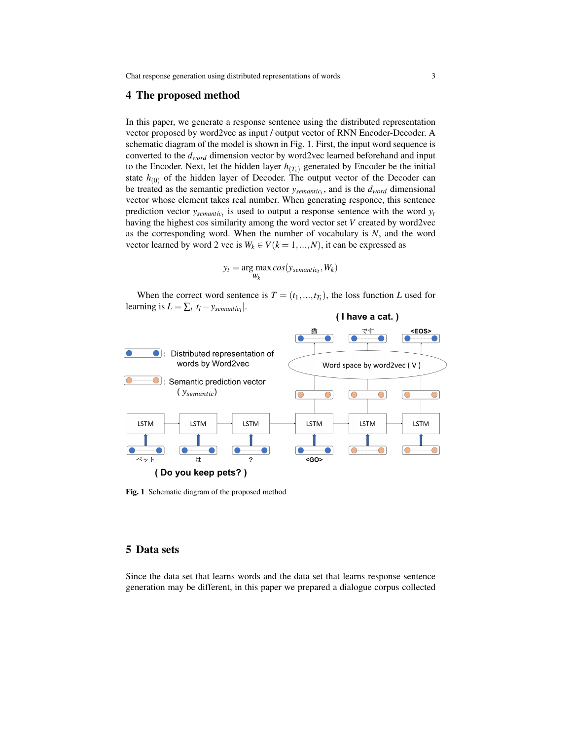## 4 The proposed method

In this paper, we generate a response sentence using the distributed representation vector proposed by word2vec as input / output vector of RNN Encoder-Decoder. A schematic diagram of the model is shown in Fig. 1. First, the input word sequence is converted to the $d_{word}$ dimension vector by word2vec learned beforehand and input to the Encoder. Next, let the hidden layer $h_{(T_x)}$ generated by Encoder be the initial state $h_{(0)}$ of the hidden layer of Decoder. The output vector of the Decoder can be treated as the semantic prediction vector $y_{semantic_t}$, and is the $d_{word}$ dimensional vector whose element takes real number. When generating responce, this sentence prediction vector $y_{semantic_t}$ is used to output a response sentence with the word $y_t$ having the highest cos similarity among the word vector set $V$ created by word2vec as the corresponding word. When the number of vocabulary is $N$, and the word vector learned by word 2 vec is $W_k \in V(k = 1, ..., N)$, it can be expressed as

$$y_t = \arg\max_{W_k} cos(y_{semantic_t}, W_k)$$

When the correct word sentence is $T = (t_1, ..., t_{T_t})$, the loss function $L$ used for learning is $L = \sum_i |t_i - y_{semantic_i}|$.

Fig. 1 Schematic diagram of the proposed method

## 5 Data sets

Since the data set that learns words and the data set that learns response sentence generation may be different, in this paper we prepared a dialogue corpus collected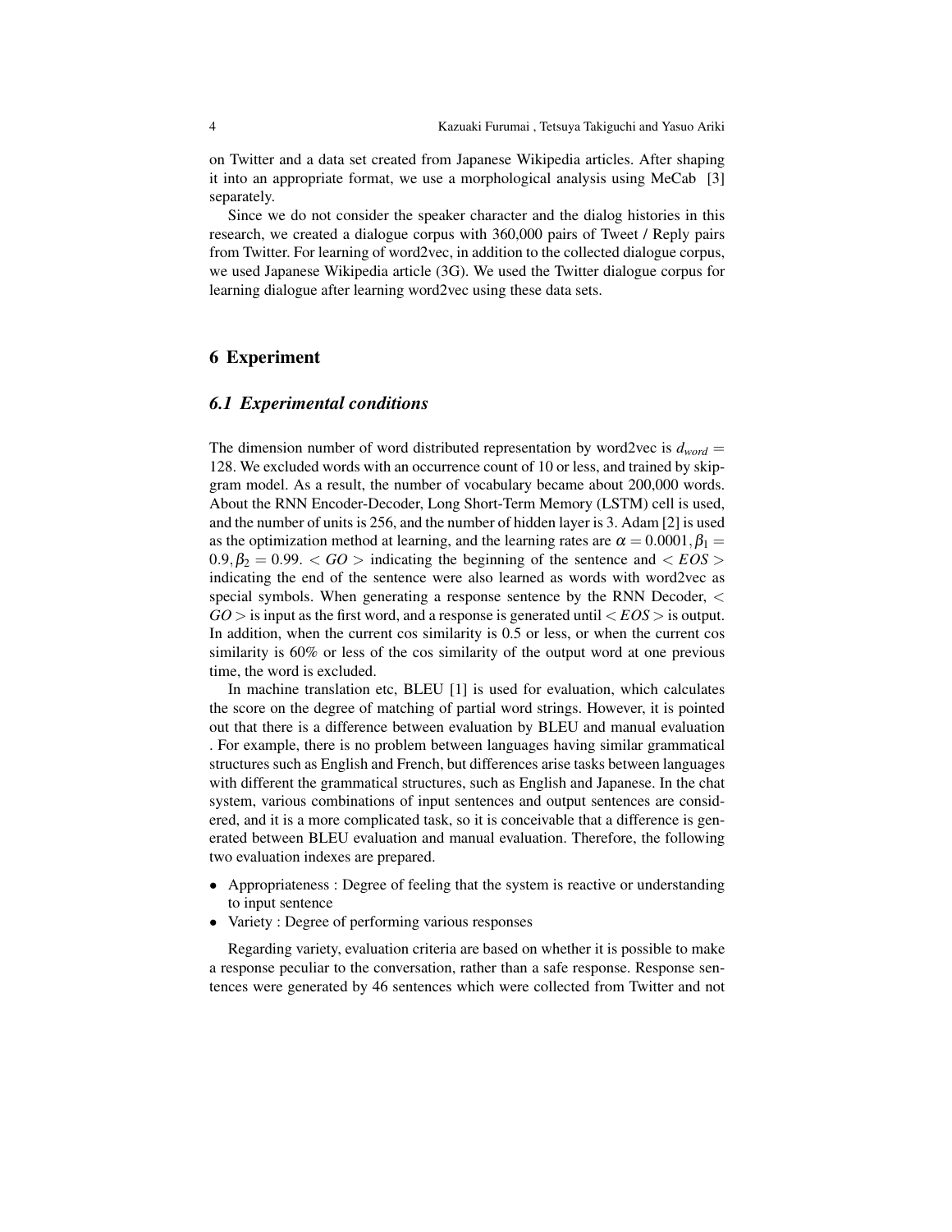on Twitter and a data set created from Japanese Wikipedia articles. After shaping it into an appropriate format, we use a morphological analysis using MeCab [3] separately.

Since we do not consider the speaker character and the dialog histories in this research, we created a dialogue corpus with 360,000 pairs of Tweet / Reply pairs from Twitter. For learning of word2vec, in addition to the collected dialogue corpus, we used Japanese Wikipedia article (3G). We used the Twitter dialogue corpus for learning dialogue after learning word2vec using these data sets.

## 6 Experiment

### 6.1 Experimental conditions

The dimension number of word distributed representation by word2vec is $d_{word} = 128$. We excluded words with an occurrence count of 10 or less, and trained by skip-gram model. As a result, the number of vocabulary became about 200,000 words. About the RNN Encoder-Decoder, Long Short-Term Memory (LSTM) cell is used, and the number of units is 256, and the number of hidden layer is 3. Adam [2] is used as the optimization method at learning, and the learning rates are $\alpha = 0.0001, \beta_1 = 0.9, \beta_2 = 0.99$. $< GO >$ indicating the beginning of the sentence and $< EOS >$ indicating the end of the sentence were also learned as words with word2vec as special symbols. When generating a response sentence by the RNN Decoder, $< GO >$ is input as the first word, and a response is generated until $< EOS >$ is output. In addition, when the current cos similarity is 0.5 or less, or when the current cos similarity is 60% or less of the cos similarity of the output word at one previous time, the word is excluded.

In machine translation etc, BLEU [1] is used for evaluation, which calculates the score on the degree of matching of partial word strings. However, it is pointed out that there is a difference between evaluation by BLEU and manual evaluation . For example, there is no problem between languages having similar grammatical structures such as English and French, but differences arise tasks between languages with different the grammatical structures, such as English and Japanese. In the chat system, various combinations of input sentences and output sentences are considered, and it is a more complicated task, so it is conceivable that a difference is generated between BLEU evaluation and manual evaluation. Therefore, the following two evaluation indexes are prepared.

- Appropriateness : Degree of feeling that the system is reactive or understanding to input sentence
- Variety : Degree of performing various responses

Regarding variety, evaluation criteria are based on whether it is possible to make a response peculiar to the conversation, rather than a safe response. Response sentences were generated by 46 sentences which were collected from Twitter and not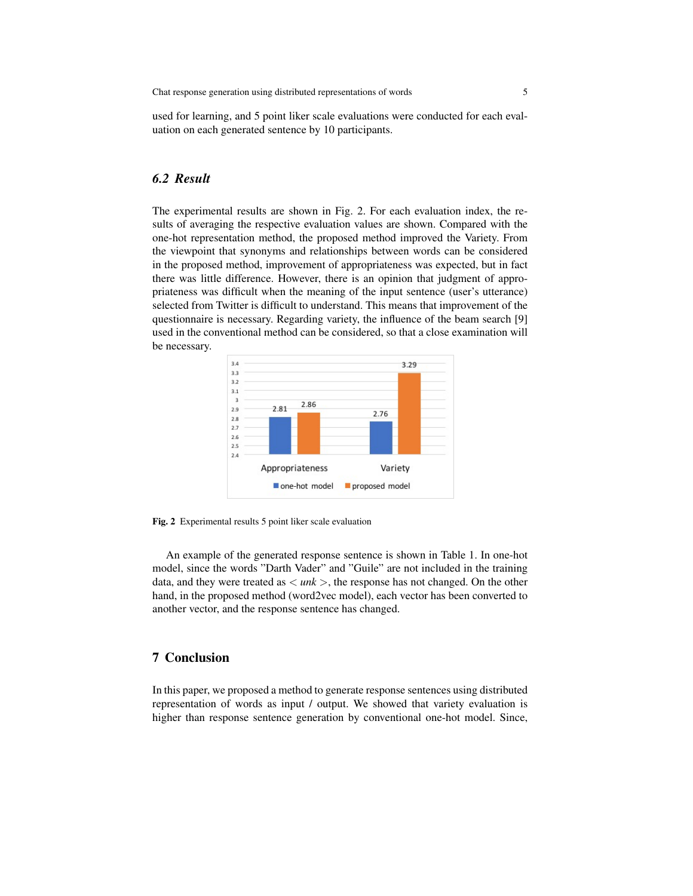used for learning, and 5 point liker scale evaluations were conducted for each evaluation on each generated sentence by 10 participants.

### 6.2 Result

The experimental results are shown in Fig. 2. For each evaluation index, the results of averaging the respective evaluation values are shown. Compared with the one-hot representation method, the proposed method improved the Variety. From the viewpoint that synonyms and relationships between words can be considered in the proposed method, improvement of appropriateness was expected, but in fact there was little difference. However, there is an opinion that judgment of appropriateness was difficult when the meaning of the input sentence (user's utterance) selected from Twitter is difficult to understand. This means that improvement of the questionnaire is necessary. Regarding variety, the influence of the beam search [9] used in the conventional method can be considered, so that a close examination will be necessary.

| | one-hot model | proposed model |
|---|---|---|
| Appropriateness | 2.81 | 2.86 |
| Variety | 2.76 | 3.29 |

**Fig. 2** Experimental results 5 point liker scale evaluation

An example of the generated response sentence is shown in Table 1. In one-hot model, since the words "Darth Vader" and "Guile" are not included in the training data, and they were treated as $< unk >$, the response has not changed. On the other hand, in the proposed method (word2vec model), each vector has been converted to another vector, and the response sentence has changed.

## 7 Conclusion

In this paper, we proposed a method to generate response sentences using distributed representation of words as input / output. We showed that variety evaluation is higher than response sentence generation by conventional one-hot model. Since,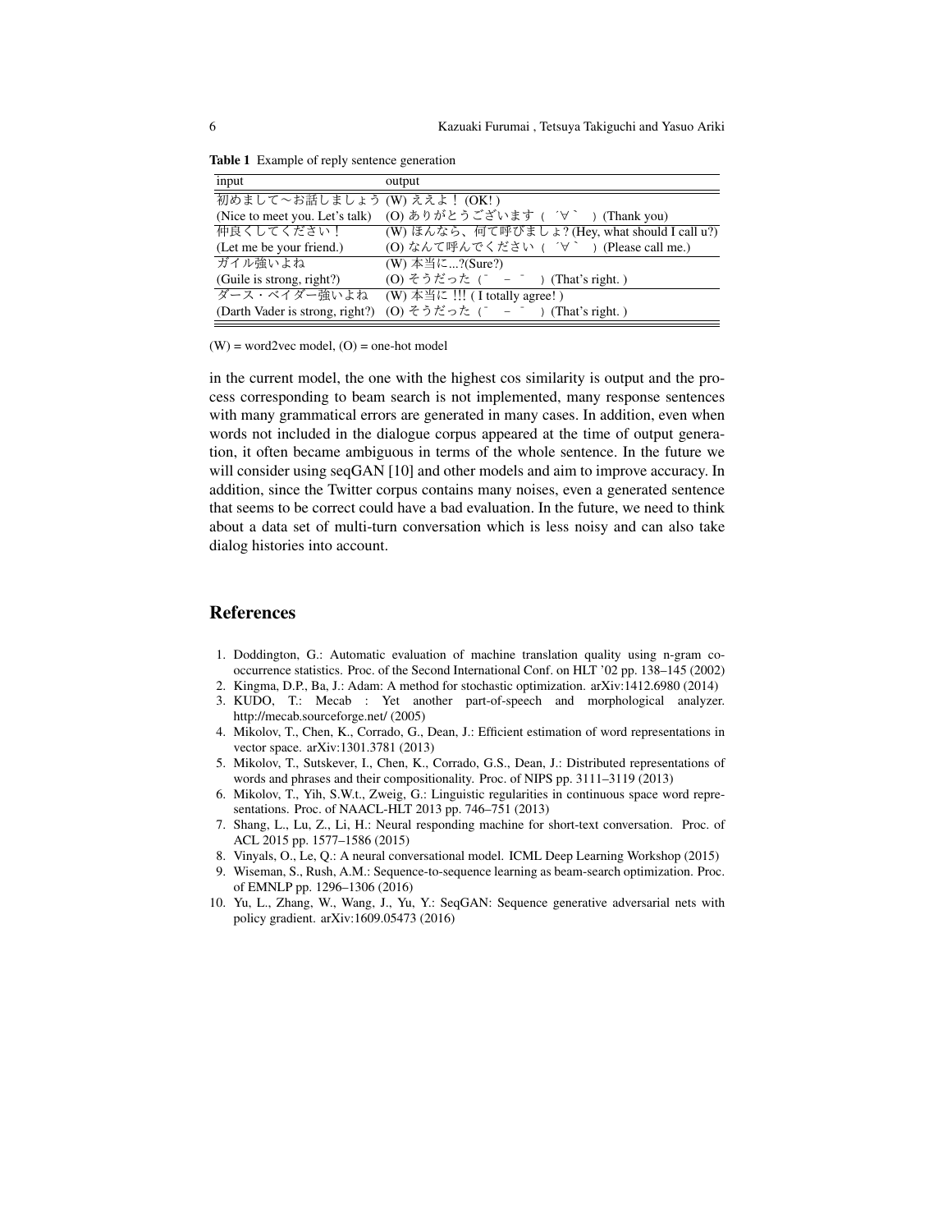**Table 1** Example of reply sentence generation

| input | output |
|---|---|
| 初めまして〜お話しましょう | (W) ええよ！ (OK! ) |
| (Nice to meet you. Let's talk) | (O) ありがとうございます（ ´∀｀ ）(Thank you) |
| 仲良くしてください！ | (W) ほんなら、何て呼びましょ? (Hey, what should I call u?) |
| (Let me be your friend.) | (O) なんて呼んでください（ ´∀｀ ）(Please call me.) |
| ガイル強いよね | (W) 本当に...?(Sure?) |
| (Guile is strong, right?) | (O) そうだった（˘ − ˘ ）(That's right. ) |
| ダース・ベイダー強いよね | (W) 本当に !!! ( I totally agree! ) |
| (Darth Vader is strong, right?) | (O) そうだった（˘ − ˘ ）(That's right. ) |

(W) = word2vec model, (O) = one-hot model

in the current model, the one with the highest cos similarity is output and the process corresponding to beam search is not implemented, many response sentences with many grammatical errors are generated in many cases. In addition, even when words not included in the dialogue corpus appeared at the time of output generation, it often became ambiguous in terms of the whole sentence. In the future we will consider using seqGAN [10] and other models and aim to improve accuracy. In addition, since the Twitter corpus contains many noises, even a generated sentence that seems to be correct could have a bad evaluation. In the future, we need to think about a data set of multi-turn conversation which is less noisy and can also take dialog histories into account.

## References

1. Doddington, G.: Automatic evaluation of machine translation quality using n-gram co-occurrence statistics. Proc. of the Second International Conf. on HLT '02 pp. 138–145 (2002)
2. Kingma, D.P., Ba, J.: Adam: A method for stochastic optimization. arXiv:1412.6980 (2014)
3. KUDO, T.: Mecab : Yet another part-of-speech and morphological analyzer. http://mecab.sourceforge.net/ (2005)
4. Mikolov, T., Chen, K., Corrado, G., Dean, J.: Efficient estimation of word representations in vector space. arXiv:1301.3781 (2013)
5. Mikolov, T., Sutskever, I., Chen, K., Corrado, G.S., Dean, J.: Distributed representations of words and phrases and their compositionality. Proc. of NIPS pp. 3111–3119 (2013)
6. Mikolov, T., Yih, S.W.t., Zweig, G.: Linguistic regularities in continuous space word representations. Proc. of NAACL-HLT 2013 pp. 746–751 (2013)
7. Shang, L., Lu, Z., Li, H.: Neural responding machine for short-text conversation. Proc. of ACL 2015 pp. 1577–1586 (2015)
8. Vinyals, O., Le, Q.: A neural conversational model. ICML Deep Learning Workshop (2015)
9. Wiseman, S., Rush, A.M.: Sequence-to-sequence learning as beam-search optimization. Proc. of EMNLP pp. 1296–1306 (2016)
10. Yu, L., Zhang, W., Wang, J., Yu, Y.: SeqGAN: Sequence generative adversarial nets with policy gradient. arXiv:1609.05473 (2016)